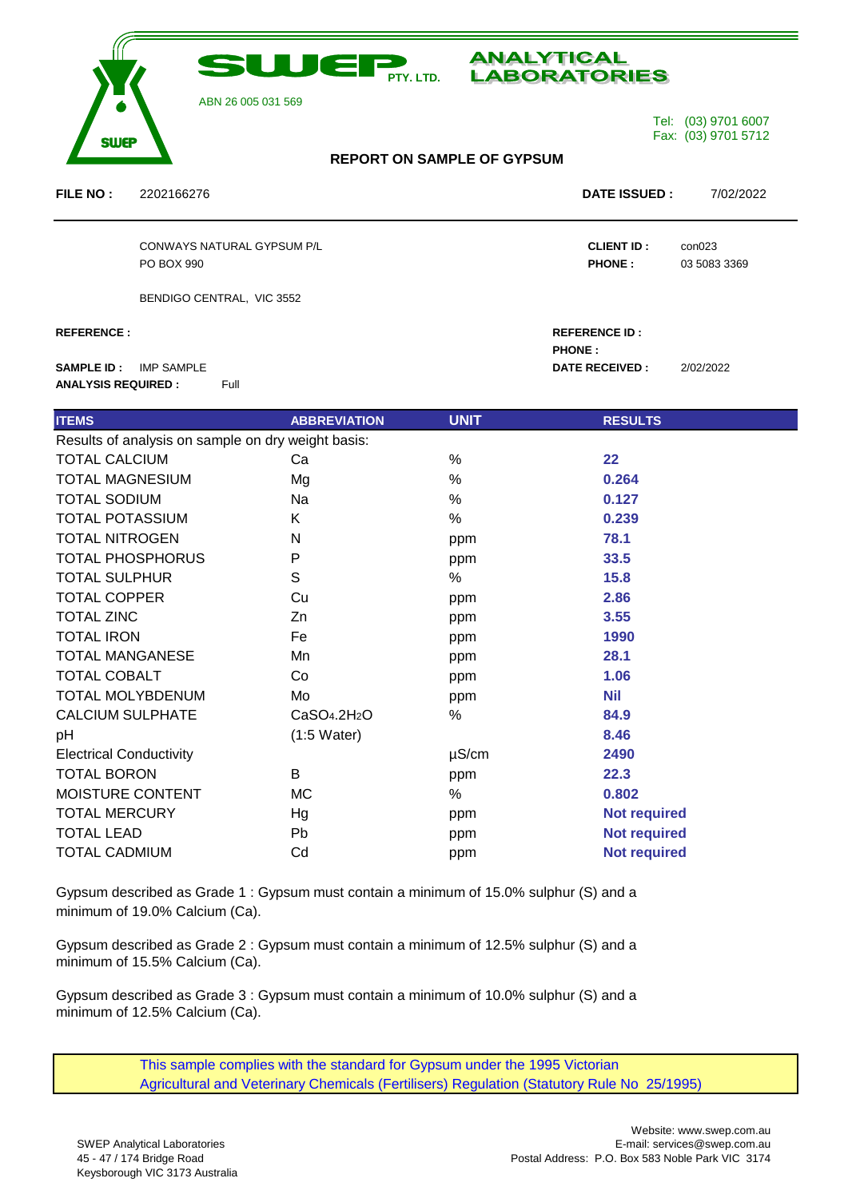# SWEP PTY. LTD. ANALYTICAL LABORATORIES

ABN 26 005 031 569

Tel: (03) 9701 6007
Fax: (03) 9701 5712

## REPORT ON SAMPLE OF GYPSUM

**FILE NO :** 2202166276 **DATE ISSUED :** 7/02/2022

CONWAYS NATURAL GYPSUM P/L
PO BOX 990

BENDIGO CENTRAL, VIC 3552

**CLIENT ID :** con023
**PHONE :** 03 5083 3369

**REFERENCE :**

**REFERENCE ID :**
**PHONE :**

**SAMPLE ID :** IMP SAMPLE
**ANALYSIS REQUIRED :** Full

**DATE RECEIVED :** 2/02/2022

| ITEMS | ABBREVIATION | UNIT | RESULTS |
|---|---|---|---|
| Results of analysis on sample on dry weight basis: | | | |
| TOTAL CALCIUM | Ca | % | **22** |
| TOTAL MAGNESIUM | Mg | % | **0.264** |
| TOTAL SODIUM | Na | % | **0.127** |
| TOTAL POTASSIUM | K | % | **0.239** |
| TOTAL NITROGEN | N | ppm | **78.1** |
| TOTAL PHOSPHORUS | P | ppm | **33.5** |
| TOTAL SULPHUR | S | % | **15.8** |
| TOTAL COPPER | Cu | ppm | **2.86** |
| TOTAL ZINC | Zn | ppm | **3.55** |
| TOTAL IRON | Fe | ppm | **1990** |
| TOTAL MANGANESE | Mn | ppm | **28.1** |
| TOTAL COBALT | Co | ppm | **1.06** |
| TOTAL MOLYBDENUM | Mo | ppm | **Nil** |
| CALCIUM SULPHATE | $CaSO_4.2H_2O$ | % | **84.9** |
| pH | (1:5 Water) | | **8.46** |
| Electrical Conductivity | | µS/cm | **2490** |
| TOTAL BORON | B | ppm | **22.3** |
| MOISTURE CONTENT | MC | % | **0.802** |
| TOTAL MERCURY | Hg | ppm | **Not required** |
| TOTAL LEAD | Pb | ppm | **Not required** |
| TOTAL CADMIUM | Cd | ppm | **Not required** |

Gypsum described as Grade 1 : Gypsum must contain a minimum of 15.0% sulphur (S) and a minimum of 19.0% Calcium (Ca).

Gypsum described as Grade 2 : Gypsum must contain a minimum of 12.5% sulphur (S) and a minimum of 15.5% Calcium (Ca).

Gypsum described as Grade 3 : Gypsum must contain a minimum of 10.0% sulphur (S) and a minimum of 12.5% Calcium (Ca).

This sample complies with the standard for Gypsum under the 1995 Victorian Agricultural and Veterinary Chemicals (Fertilisers) Regulation (Statutory Rule No 25/1995)

SWEP Analytical Laboratories
45 - 47 / 174 Bridge Road
Keysborough VIC 3173 Australia

Website: www.swep.com.au
E-mail: services@swep.com.au
Postal Address: P.O. Box 583 Noble Park VIC 3174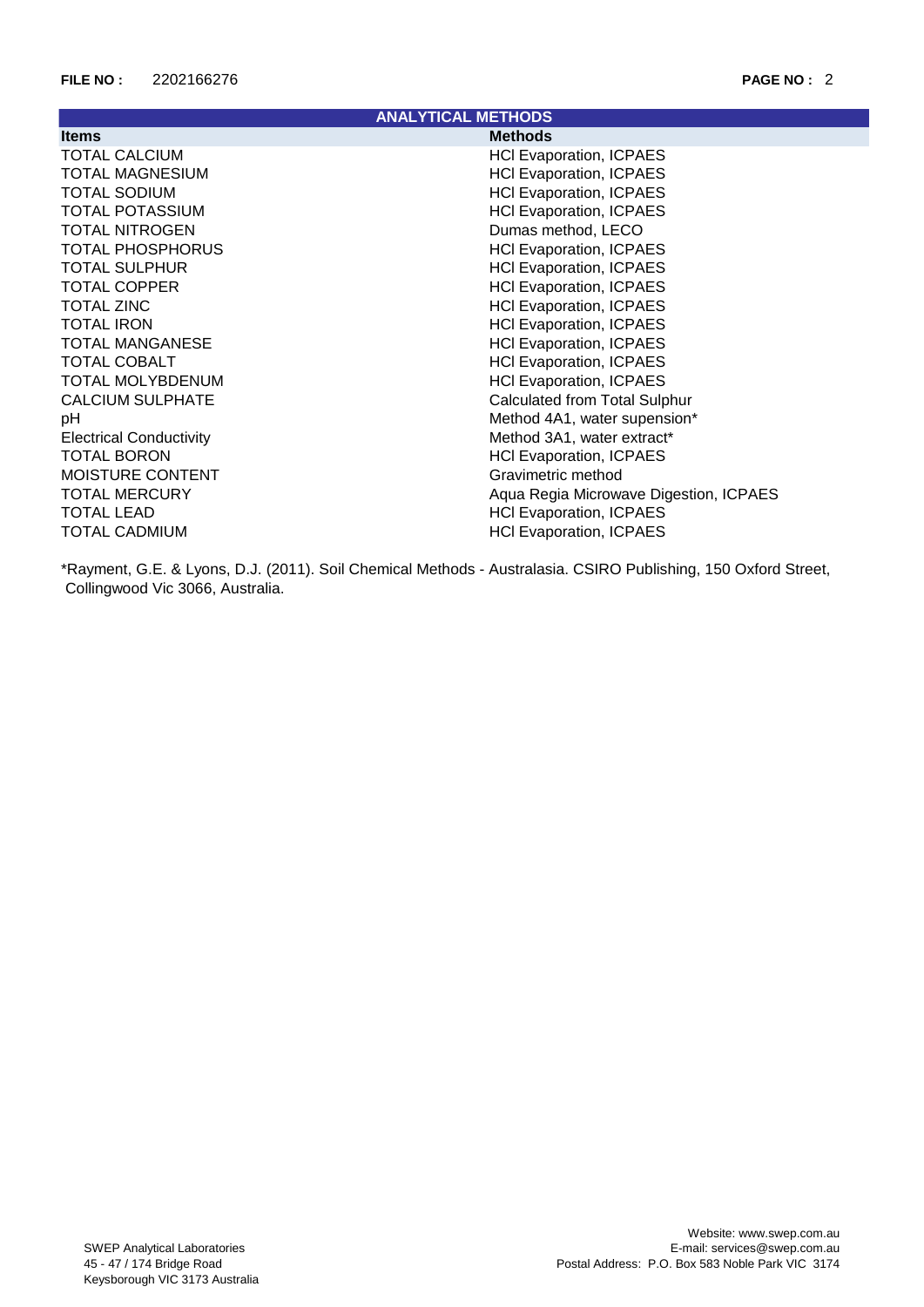**FILE NO :** 2202166276

## ANALYTICAL METHODS

| Items | Methods |
|---|---|
| TOTAL CALCIUM | HCl Evaporation, ICPAES |
| TOTAL MAGNESIUM | HCl Evaporation, ICPAES |
| TOTAL SODIUM | HCl Evaporation, ICPAES |
| TOTAL POTASSIUM | HCl Evaporation, ICPAES |
| TOTAL NITROGEN | Dumas method, LECO |
| TOTAL PHOSPHORUS | HCl Evaporation, ICPAES |
| TOTAL SULPHUR | HCl Evaporation, ICPAES |
| TOTAL COPPER | HCl Evaporation, ICPAES |
| TOTAL ZINC | HCl Evaporation, ICPAES |
| TOTAL IRON | HCl Evaporation, ICPAES |
| TOTAL MANGANESE | HCl Evaporation, ICPAES |
| TOTAL COBALT | HCl Evaporation, ICPAES |
| TOTAL MOLYBDENUM | HCl Evaporation, ICPAES |
| CALCIUM SULPHATE | Calculated from Total Sulphur |
| pH | Method 4A1, water supension* |
| Electrical Conductivity | Method 3A1, water extract* |
| TOTAL BORON | HCl Evaporation, ICPAES |
| MOISTURE CONTENT | Gravimetric method |
| TOTAL MERCURY | Aqua Regia Microwave Digestion, ICPAES |
| TOTAL LEAD | HCl Evaporation, ICPAES |
| TOTAL CADMIUM | HCl Evaporation, ICPAES |

*Rayment, G.E. & Lyons, D.J. (2011). Soil Chemical Methods - Australasia. CSIRO Publishing, 150 Oxford Street, Collingwood Vic 3066, Australia.

SWEP Analytical Laboratories
45 - 47 / 174 Bridge Road
Keysborough VIC 3173 Australia

Website: www.swep.com.au
E-mail: services@swep.com.au
Postal Address: P.O. Box 583 Noble Park VIC 3174